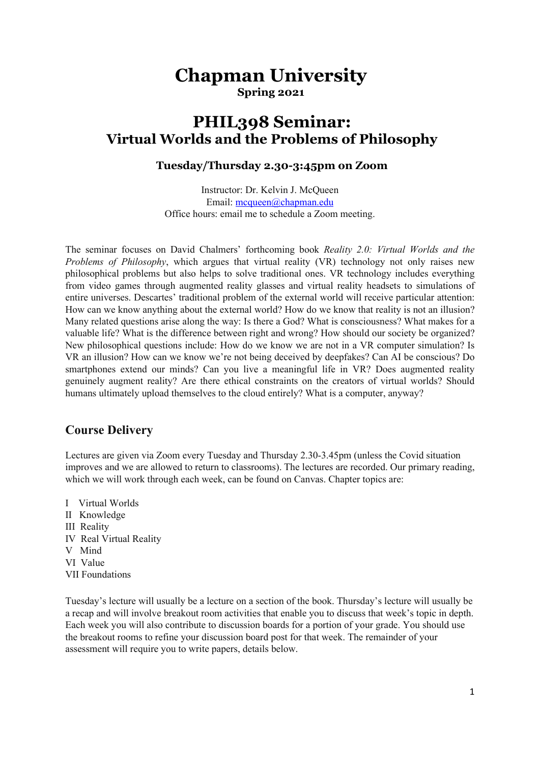# Chapman University

**Spring 2021**

## PHIL398 Seminar:
## Virtual Worlds and the Problems of Philosophy

### Tuesday/Thursday 2.30-3:45pm on Zoom

Instructor: Dr. Kelvin J. McQueen
Email: mcqueen@chapman.edu
Office hours: email me to schedule a Zoom meeting.

The seminar focuses on David Chalmers' forthcoming book *Reality 2.0: Virtual Worlds and the Problems of Philosophy*, which argues that virtual reality (VR) technology not only raises new philosophical problems but also helps to solve traditional ones. VR technology includes everything from video games through augmented reality glasses and virtual reality headsets to simulations of entire universes. Descartes' traditional problem of the external world will receive particular attention: How can we know anything about the external world? How do we know that reality is not an illusion? Many related questions arise along the way: Is there a God? What is consciousness? What makes for a valuable life? What is the difference between right and wrong? How should our society be organized? New philosophical questions include: How do we know we are not in a VR computer simulation? Is VR an illusion? How can we know we're not being deceived by deepfakes? Can AI be conscious? Do smartphones extend our minds? Can you live a meaningful life in VR? Does augmented reality genuinely augment reality? Are there ethical constraints on the creators of virtual worlds? Should humans ultimately upload themselves to the cloud entirely? What is a computer, anyway?

## Course Delivery

Lectures are given via Zoom every Tuesday and Thursday 2.30-3.45pm (unless the Covid situation improves and we are allowed to return to classrooms). The lectures are recorded. Our primary reading, which we will work through each week, can be found on Canvas. Chapter topics are:

I Virtual Worlds
II Knowledge
III Reality
IV Real Virtual Reality
V Mind
VI Value
VII Foundations

Tuesday's lecture will usually be a lecture on a section of the book. Thursday's lecture will usually be a recap and will involve breakout room activities that enable you to discuss that week's topic in depth. Each week you will also contribute to discussion boards for a portion of your grade. You should use the breakout rooms to refine your discussion board post for that week. The remainder of your assessment will require you to write papers, details below.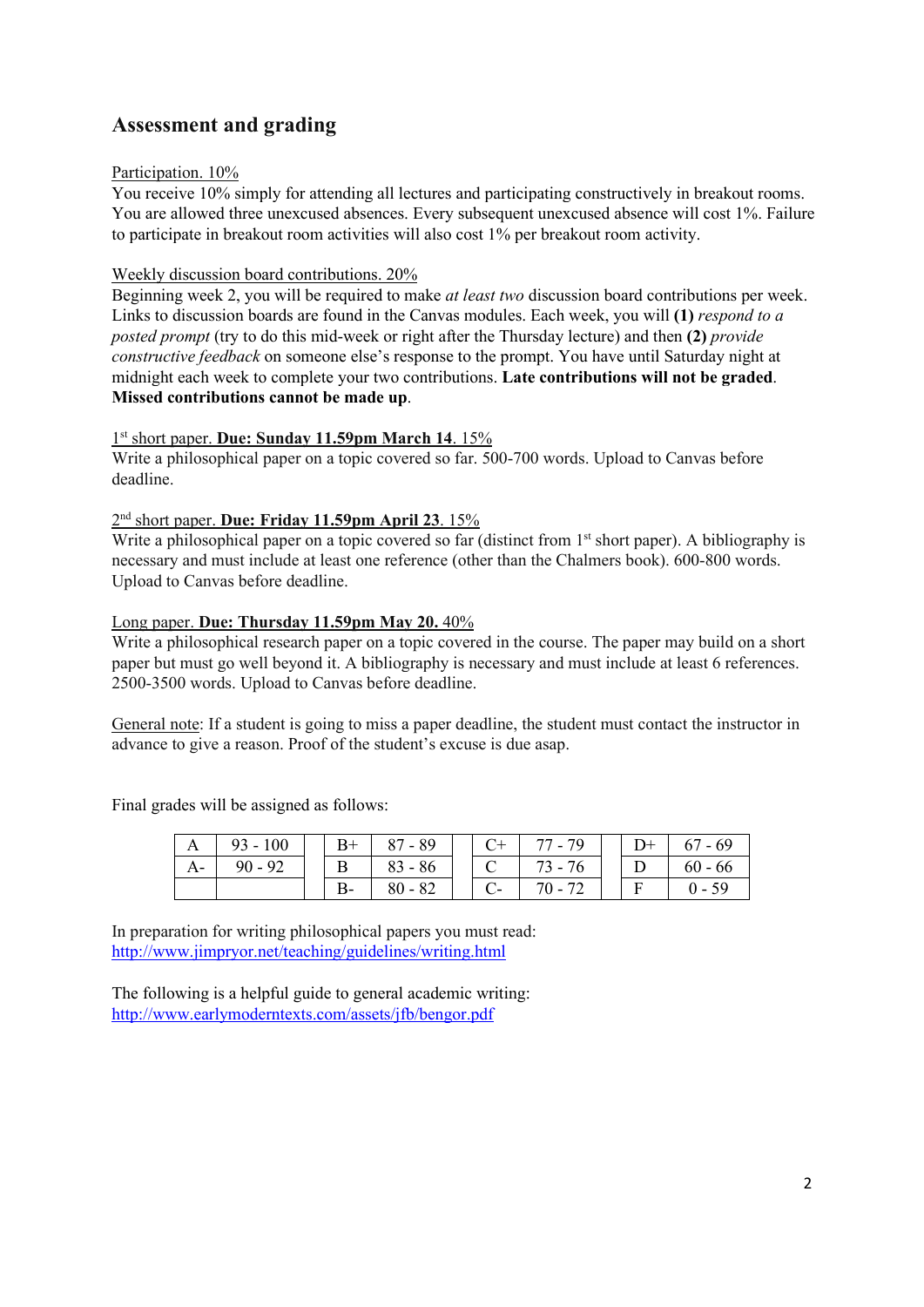## Assessment and grading

Participation. 10%

You receive 10% simply for attending all lectures and participating constructively in breakout rooms. You are allowed three unexcused absences. Every subsequent unexcused absence will cost 1%. Failure to participate in breakout room activities will also cost 1% per breakout room activity.

Weekly discussion board contributions. 20%

Beginning week 2, you will be required to make *at least two* discussion board contributions per week. Links to discussion boards are found in the Canvas modules. Each week, you will **(1)** *respond to a posted prompt* (try to do this mid-week or right after the Thursday lecture) and then **(2)** *provide constructive feedback* on someone else's response to the prompt. You have until Saturday night at midnight each week to complete your two contributions. **Late contributions will not be graded**. **Missed contributions cannot be made up**.

1st short paper. **Due: Sunday 11.59pm March 14**. 15%

Write a philosophical paper on a topic covered so far. 500-700 words. Upload to Canvas before deadline.

2nd short paper. **Due: Friday 11.59pm April 23**. 15%

Write a philosophical paper on a topic covered so far (distinct from 1st short paper). A bibliography is necessary and must include at least one reference (other than the Chalmers book). 600-800 words. Upload to Canvas before deadline.

Long paper. **Due: Thursday 11.59pm May 20.** 40%

Write a philosophical research paper on a topic covered in the course. The paper may build on a short paper but must go well beyond it. A bibliography is necessary and must include at least 6 references. 2500-3500 words. Upload to Canvas before deadline.

General note: If a student is going to miss a paper deadline, the student must contact the instructor in advance to give a reason. Proof of the student's excuse is due asap.

Final grades will be assigned as follows:

| | | | | | | | | | | |
|---|---|---|---|---|---|---|---|---|---|---|
| A | 93 - 100 | | B+ | 87 - 89 | | C+ | 77 - 79 | | D+ | 67 - 69 |
| A- | 90 - 92 | | B | 83 - 86 | | C | 73 - 76 | | D | 60 - 66 |
| | | | B- | 80 - 82 | | C- | 70 - 72 | | F | 0 - 59 |

In preparation for writing philosophical papers you must read:
http://www.jimpryor.net/teaching/guidelines/writing.html

The following is a helpful guide to general academic writing:
http://www.earlymoderntexts.com/assets/jfb/bengor.pdf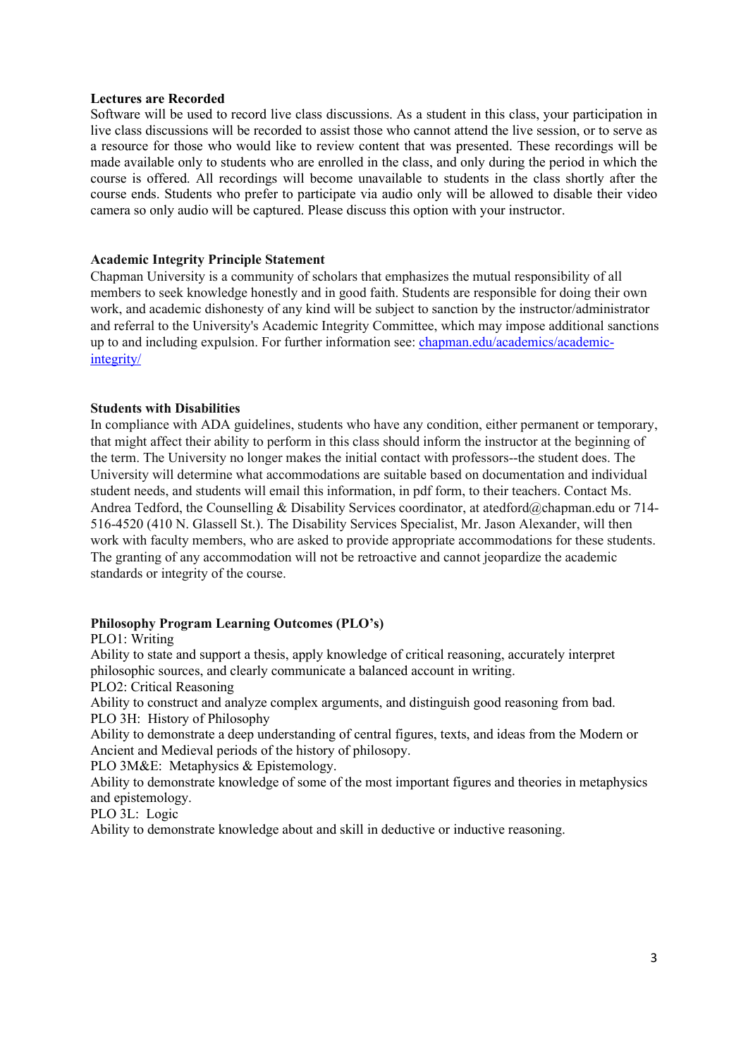**Lectures are Recorded**

Software will be used to record live class discussions. As a student in this class, your participation in live class discussions will be recorded to assist those who cannot attend the live session, or to serve as a resource for those who would like to review content that was presented. These recordings will be made available only to students who are enrolled in the class, and only during the period in which the course is offered. All recordings will become unavailable to students in the class shortly after the course ends. Students who prefer to participate via audio only will be allowed to disable their video camera so only audio will be captured. Please discuss this option with your instructor.

**Academic Integrity Principle Statement**

Chapman University is a community of scholars that emphasizes the mutual responsibility of all members to seek knowledge honestly and in good faith. Students are responsible for doing their own work, and academic dishonesty of any kind will be subject to sanction by the instructor/administrator and referral to the University's Academic Integrity Committee, which may impose additional sanctions up to and including expulsion. For further information see: [chapman.edu/academics/academic-integrity/](chapman.edu/academics/academic-integrity/)

**Students with Disabilities**

In compliance with ADA guidelines, students who have any condition, either permanent or temporary, that might affect their ability to perform in this class should inform the instructor at the beginning of the term. The University no longer makes the initial contact with professors--the student does. The University will determine what accommodations are suitable based on documentation and individual student needs, and students will email this information, in pdf form, to their teachers. Contact Ms. Andrea Tedford, the Counselling & Disability Services coordinator, at atedford@chapman.edu or 714-516-4520 (410 N. Glassell St.). The Disability Services Specialist, Mr. Jason Alexander, will then work with faculty members, who are asked to provide appropriate accommodations for these students. The granting of any accommodation will not be retroactive and cannot jeopardize the academic standards or integrity of the course.

**Philosophy Program Learning Outcomes (PLO's)**

PLO1: Writing

Ability to state and support a thesis, apply knowledge of critical reasoning, accurately interpret philosophic sources, and clearly communicate a balanced account in writing.

PLO2: Critical Reasoning

Ability to construct and analyze complex arguments, and distinguish good reasoning from bad.

PLO 3H: History of Philosophy

Ability to demonstrate a deep understanding of central figures, texts, and ideas from the Modern or Ancient and Medieval periods of the history of philosophy.

PLO 3M&E: Metaphysics & Epistemology.

Ability to demonstrate knowledge of some of the most important figures and theories in metaphysics and epistemology.

PLO 3L: Logic

Ability to demonstrate knowledge about and skill in deductive or inductive reasoning.